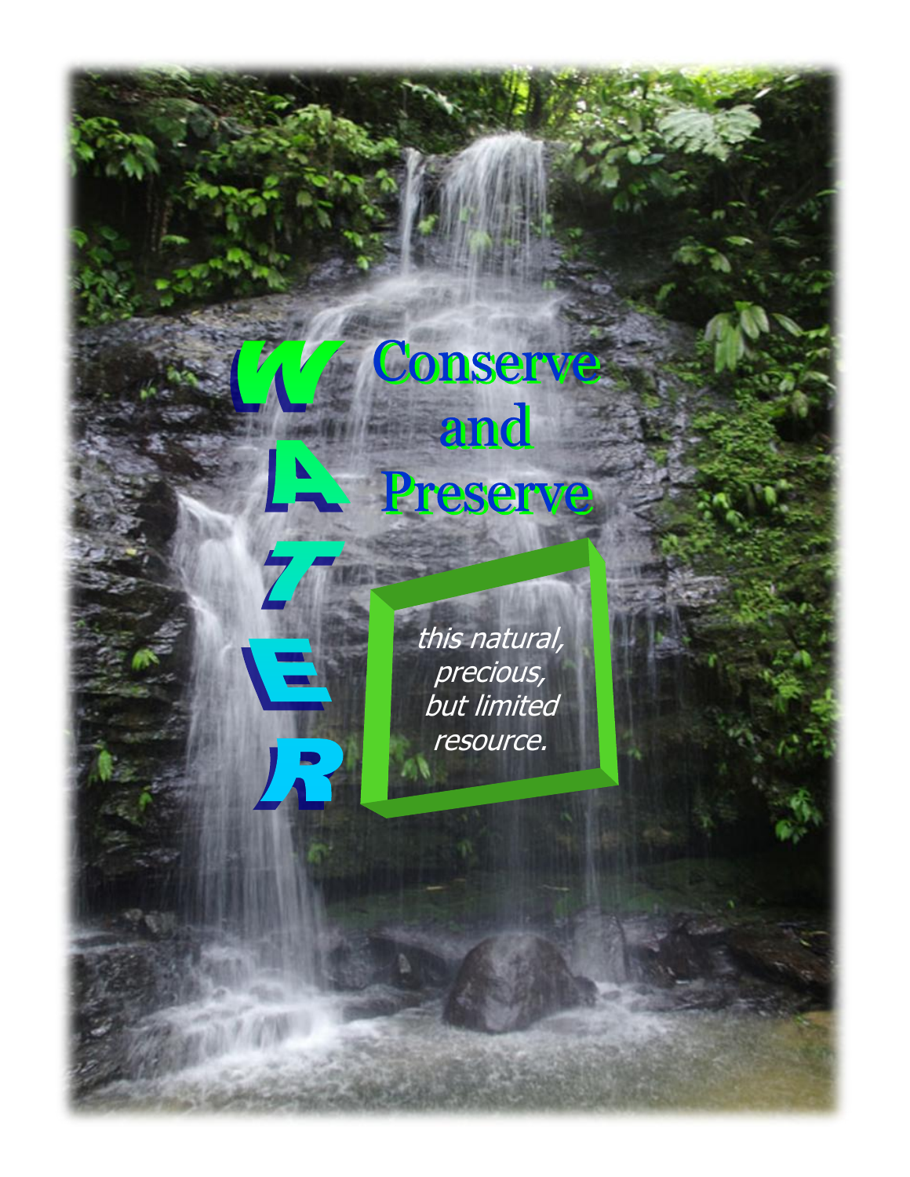# WATER

## Conserve and Preserve

*this natural, precious, but limited resource.*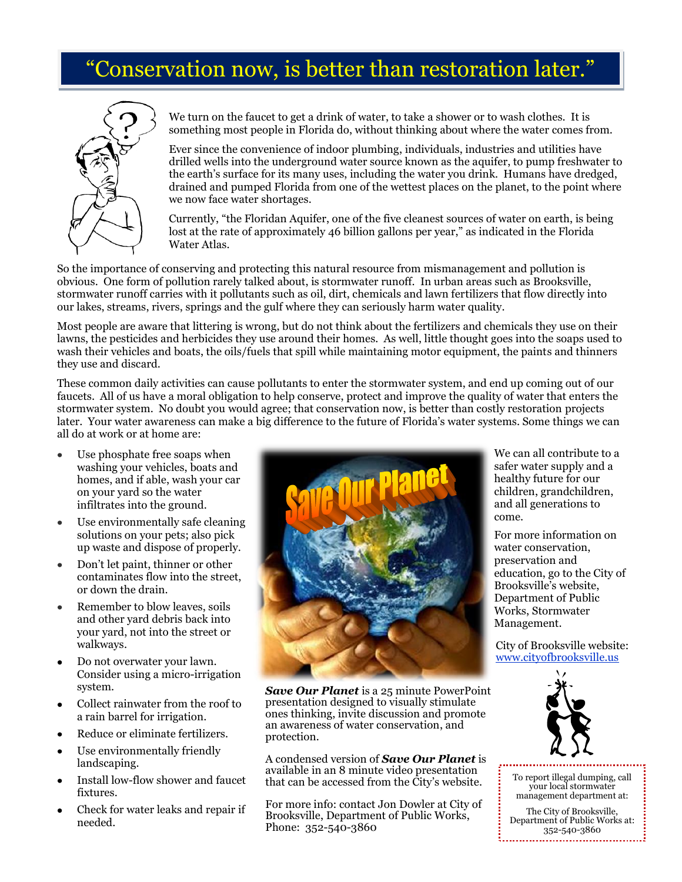# "Conservation now, is better than restoration later."

We turn on the faucet to get a drink of water, to take a shower or to wash clothes. It is something most people in Florida do, without thinking about where the water comes from.

Ever since the convenience of indoor plumbing, individuals, industries and utilities have drilled wells into the underground water source known as the aquifer, to pump freshwater to the earth's surface for its many uses, including the water you drink. Humans have dredged, drained and pumped Florida from one of the wettest places on the planet, to the point where we now face water shortages.

Currently, "the Floridan Aquifer, one of the five cleanest sources of water on earth, is being lost at the rate of approximately 46 billion gallons per year," as indicated in the Florida Water Atlas.

So the importance of conserving and protecting this natural resource from mismanagement and pollution is obvious. One form of pollution rarely talked about, is stormwater runoff. In urban areas such as Brooksville, stormwater runoff carries with it pollutants such as oil, dirt, chemicals and lawn fertilizers that flow directly into our lakes, streams, rivers, springs and the gulf where they can seriously harm water quality.

Most people are aware that littering is wrong, but do not think about the fertilizers and chemicals they use on their lawns, the pesticides and herbicides they use around their homes. As well, little thought goes into the soaps used to wash their vehicles and boats, the oils/fuels that spill while maintaining motor equipment, the paints and thinners they use and discard.

These common daily activities can cause pollutants to enter the stormwater system, and end up coming out of our faucets. All of us have a moral obligation to help conserve, protect and improve the quality of water that enters the stormwater system. No doubt you would agree; that conservation now, is better than costly restoration projects later. Your water awareness can make a big difference to the future of Florida's water systems. Some things we can all do at work or at home are:

- Use phosphate free soaps when washing your vehicles, boats and homes, and if able, wash your car on your yard so the water infiltrates into the ground.
- Use environmentally safe cleaning solutions on your pets; also pick up waste and dispose of properly.
- Don't let paint, thinner or other contaminates flow into the street, or down the drain.
- Remember to blow leaves, soils and other yard debris back into your yard, not into the street or walkways.
- Do not overwater your lawn. Consider using a micro-irrigation system.
- Collect rainwater from the roof to a rain barrel for irrigation.
- Reduce or eliminate fertilizers.
- Use environmentally friendly landscaping.
- Install low-flow shower and faucet fixtures.
- Check for water leaks and repair if needed.

Save Our Planet

***Save Our Planet*** is a 25 minute PowerPoint presentation designed to visually stimulate ones thinking, invite discussion and promote an awareness of water conservation, and protection.

A condensed version of ***Save Our Planet*** is available in an 8 minute video presentation that can be accessed from the City's website.

For more info: contact Jon Dowler at City of Brooksville, Department of Public Works, Phone: 352-540-3860

We can all contribute to a safer water supply and a healthy future for our children, grandchildren, and all generations to come.

For more information on water conservation, preservation and education, go to the City of Brooksville's website, Department of Public Works, Stormwater Management.

City of Brooksville website: www.cityofbrooksville.us

To report illegal dumping, call your local stormwater management department at:

The City of Brooksville, Department of Public Works at: 352-540-3860